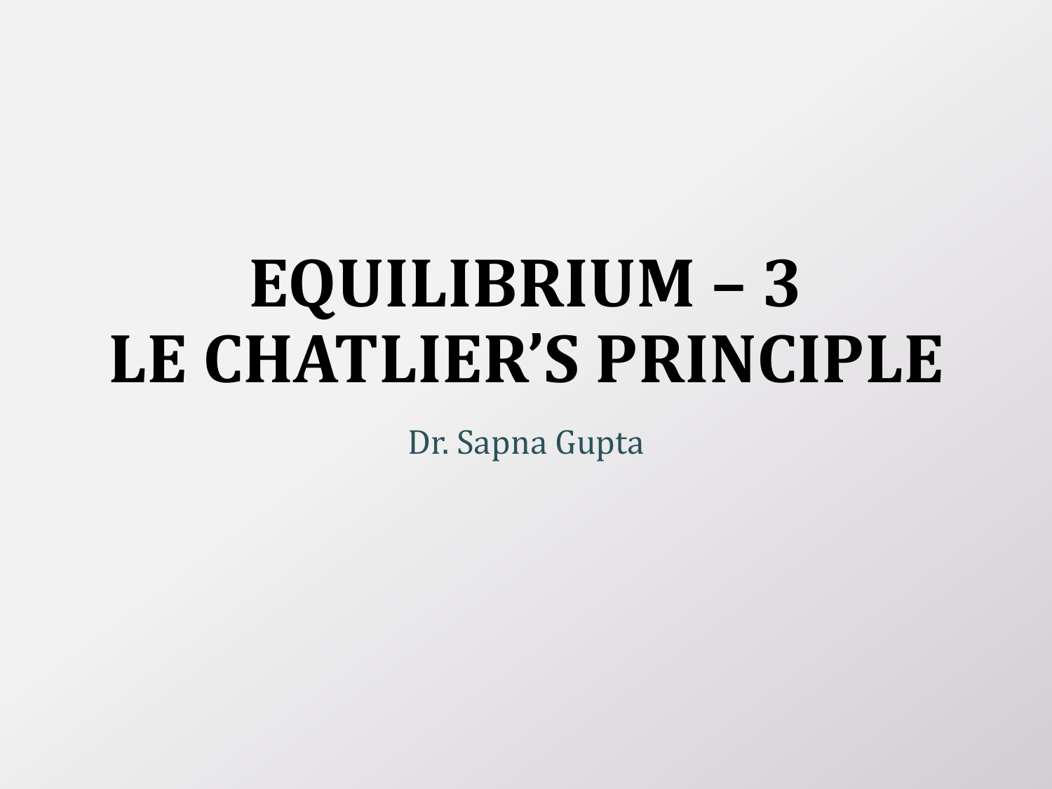# EQUILIBRIUM – 3
# LE CHATLIER'S PRINCIPLE

Dr. Sapna Gupta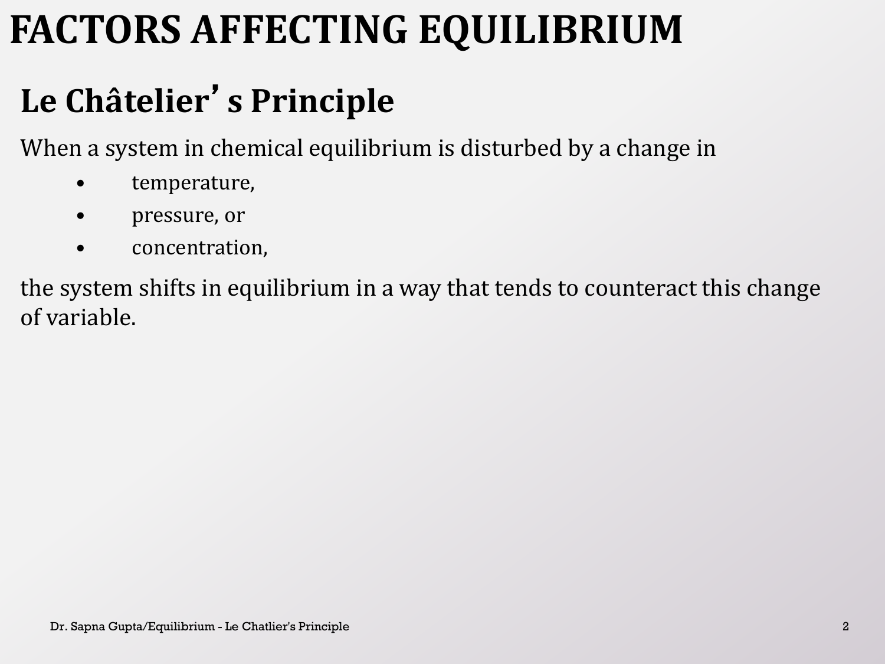# FACTORS AFFECTING EQUILIBRIUM

## Le Châtelier’s Principle

When a system in chemical equilibrium is disturbed by a change in

- temperature,
- pressure, or
- concentration,

the system shifts in equilibrium in a way that tends to counteract this change of variable.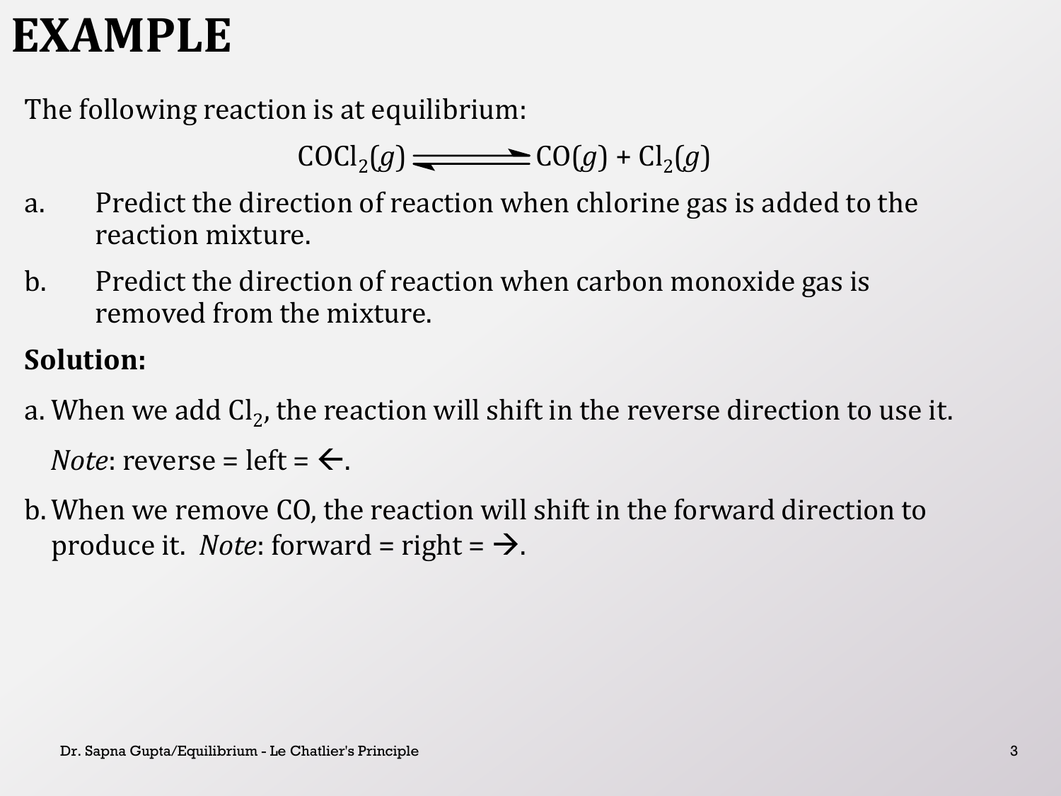# EXAMPLE

The following reaction is at equilibrium:

$$COCl_2(g) \rightleftharpoons CO(g) + Cl_2(g)$$

a. Predict the direction of reaction when chlorine gas is added to the reaction mixture.

b. Predict the direction of reaction when carbon monoxide gas is removed from the mixture.

**Solution:**

a. When we add $Cl_2$, the reaction will shift in the reverse direction to use it.

*Note*: reverse = left = $\leftarrow$.

b. When we remove CO, the reaction will shift in the forward direction to produce it. *Note*: forward = right = $\rightarrow$.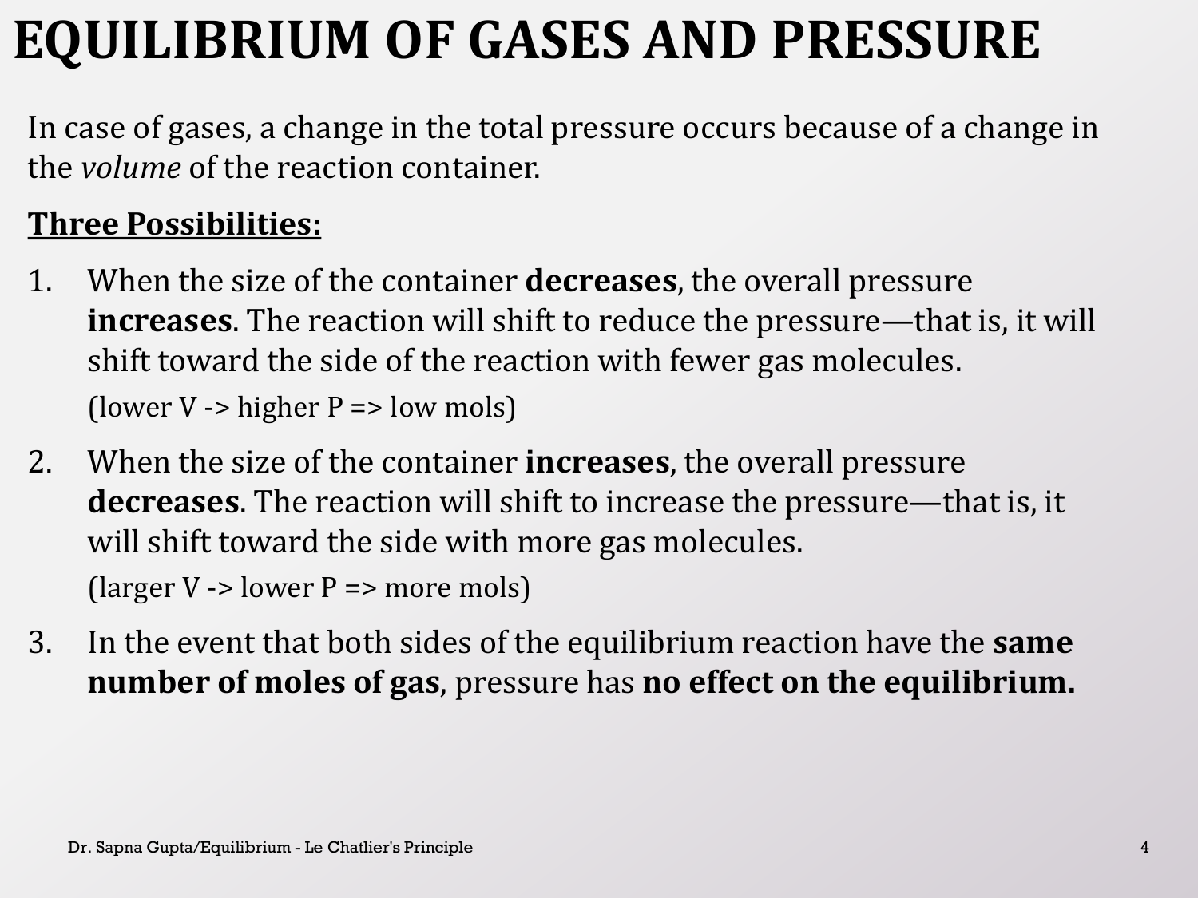# EQUILIBRIUM OF GASES AND PRESSURE

In case of gases, a change in the total pressure occurs because of a change in the *volume* of the reaction container.

**Three Possibilities:**

1. When the size of the container **decreases**, the overall pressure **increases**. The reaction will shift to reduce the pressure—that is, it will shift toward the side of the reaction with fewer gas molecules.

   (lower V -> higher P => low mols)

2. When the size of the container **increases**, the overall pressure **decreases**. The reaction will shift to increase the pressure—that is, it will shift toward the side with more gas molecules.

   (larger V -> lower P => more mols)

3. In the event that both sides of the equilibrium reaction have the **same number of moles of gas**, pressure has **no effect on the equilibrium.**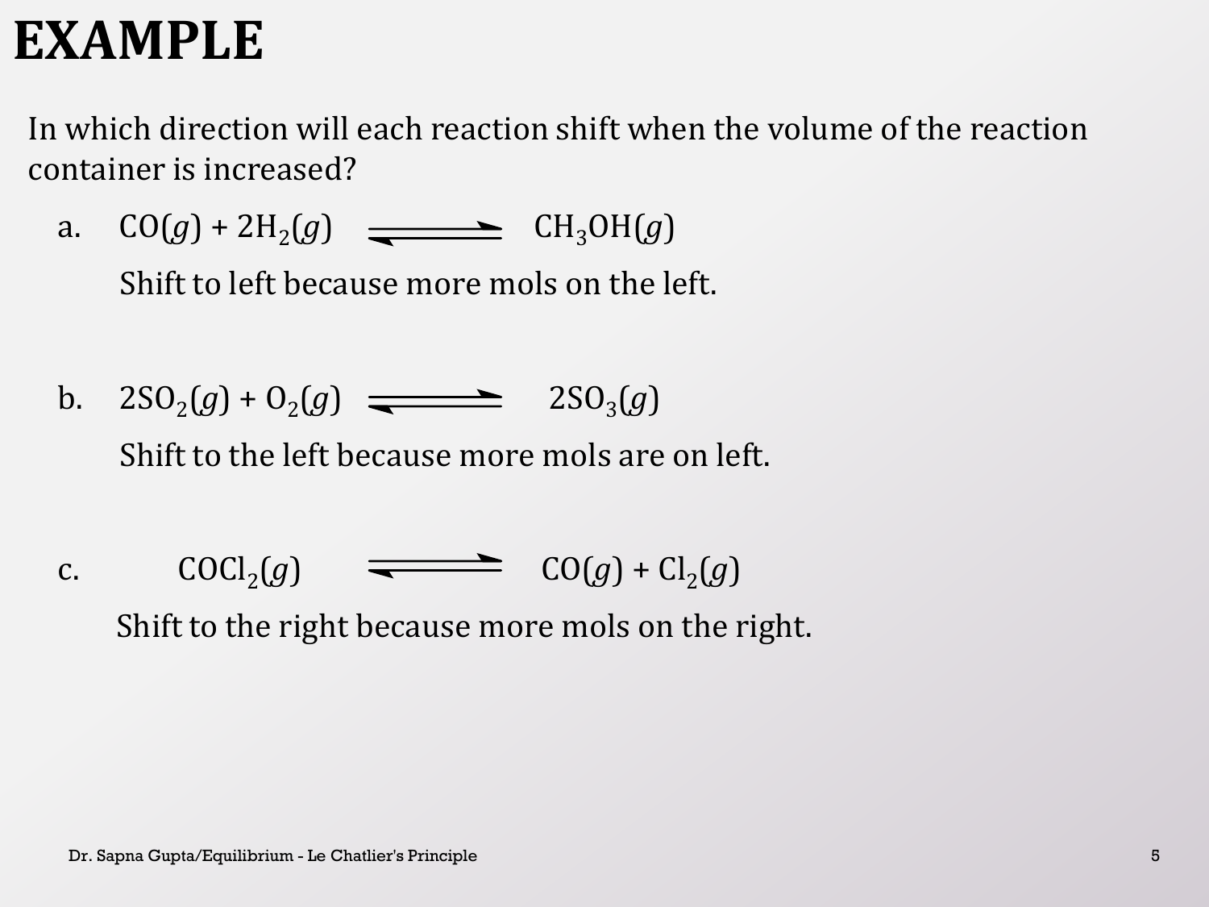# EXAMPLE

In which direction will each reaction shift when the volume of the reaction container is increased?

a. $CO(g) + 2H_2(g) \rightleftharpoons CH_3OH(g)$

Shift to left because more mols on the left.

b. $2SO_2(g) + O_2(g) \rightleftharpoons 2SO_3(g)$

Shift to the left because more mols are on left.

c. $COCl_2(g) \rightleftharpoons CO(g) + Cl_2(g)$

Shift to the right because more mols on the right.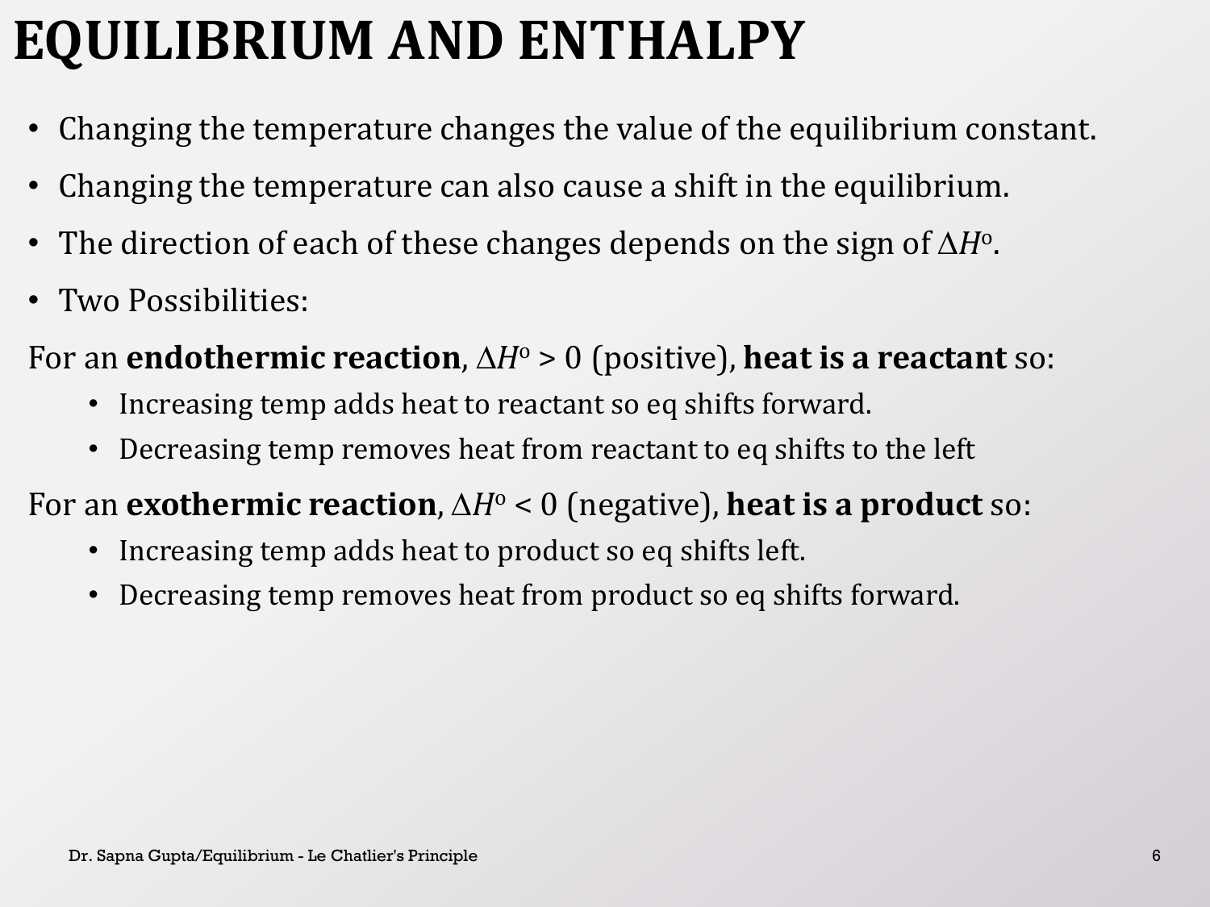# EQUILIBRIUM AND ENTHALPY

- Changing the temperature changes the value of the equilibrium constant.
- Changing the temperature can also cause a shift in the equilibrium.
- The direction of each of these changes depends on the sign of $\Delta H^o$.
- Two Possibilities:

For an **endothermic reaction**, $\Delta H^o > 0$ (positive), **heat is a reactant** so:

- Increasing temp adds heat to reactant so eq shifts forward.
- Decreasing temp removes heat from reactant to eq shifts to the left

For an **exothermic reaction**, $\Delta H^o < 0$ (negative), **heat is a product** so:

- Increasing temp adds heat to product so eq shifts left.
- Decreasing temp removes heat from product so eq shifts forward.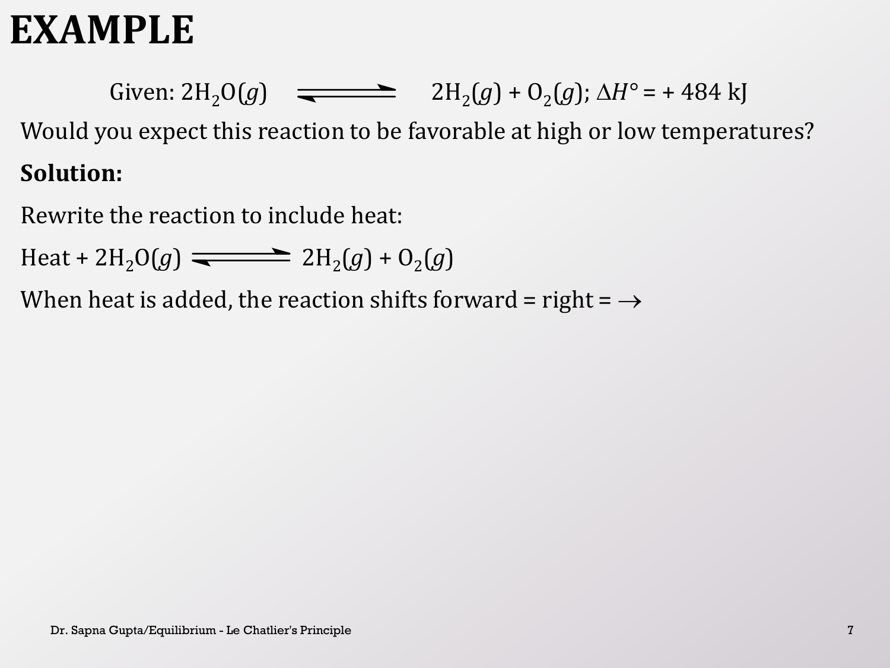# EXAMPLE

Given: $2H_2O(g) \rightleftharpoons 2H_2(g) + O_2(g)$; $\Delta H° = +\ 484\ kJ$

Would you expect this reaction to be favorable at high or low temperatures?

**Solution:**

Rewrite the reaction to include heat:

$$\text{Heat} + 2H_2O(g) \rightleftharpoons 2H_2(g) + O_2(g)$$

When heat is added, the reaction shifts forward = right = $\rightarrow$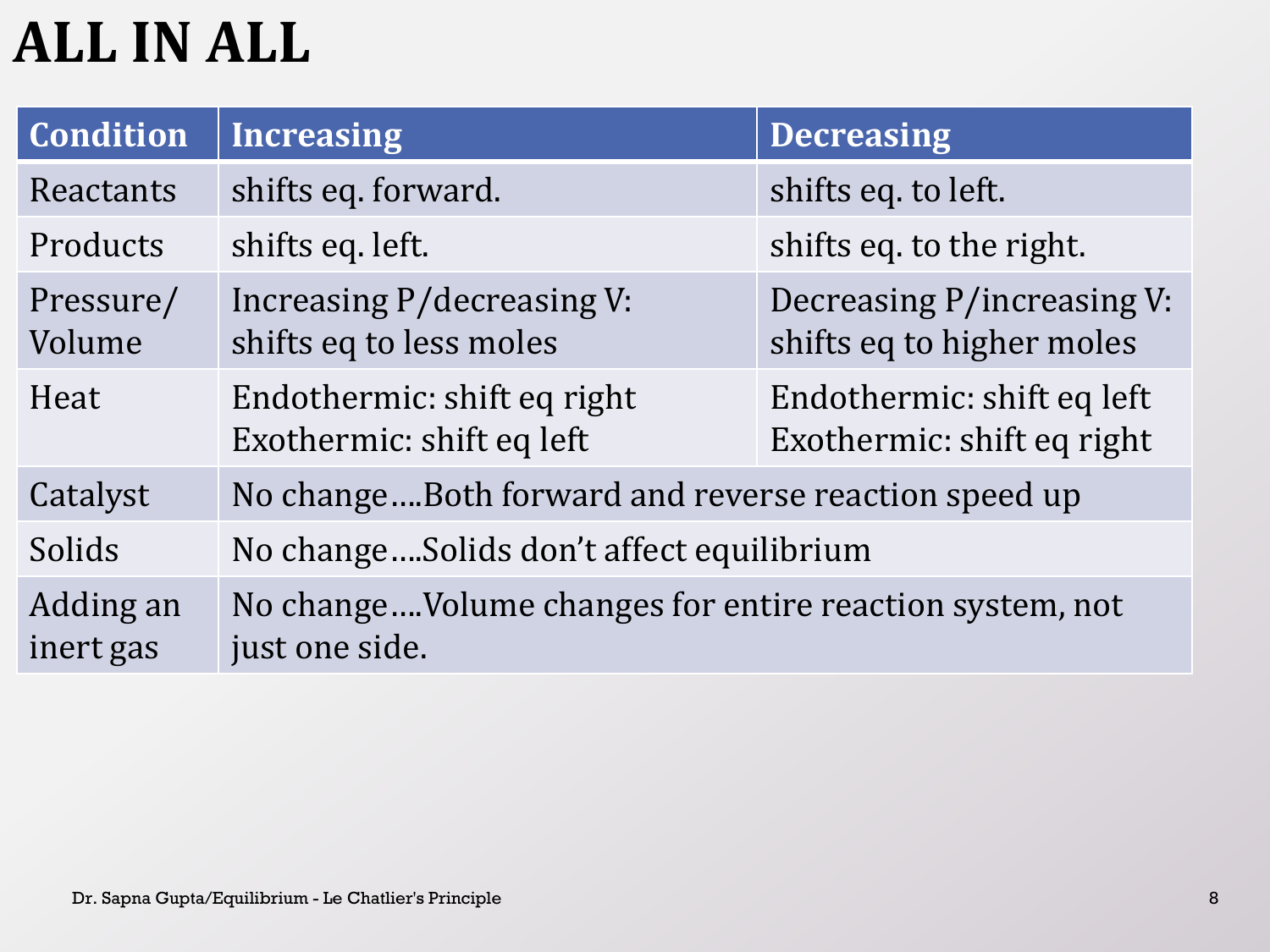# ALL IN ALL

| Condition | Increasing | Decreasing |
|---|---|---|
| Reactants | shifts eq. forward. | shifts eq. to left. |
| Products | shifts eq. left. | shifts eq. to the right. |
| Pressure/ Volume | Increasing P/decreasing V: shifts eq to less moles | Decreasing P/increasing V: shifts eq to higher moles |
| Heat | Endothermic: shift eq right<br>Exothermic: shift eq left | Endothermic: shift eq left<br>Exothermic: shift eq right |
| Catalyst | No change….Both forward and reverse reaction speed up | |
| Solids | No change….Solids don't affect equilibrium | |
| Adding an inert gas | No change….Volume changes for entire reaction system, not just one side. | |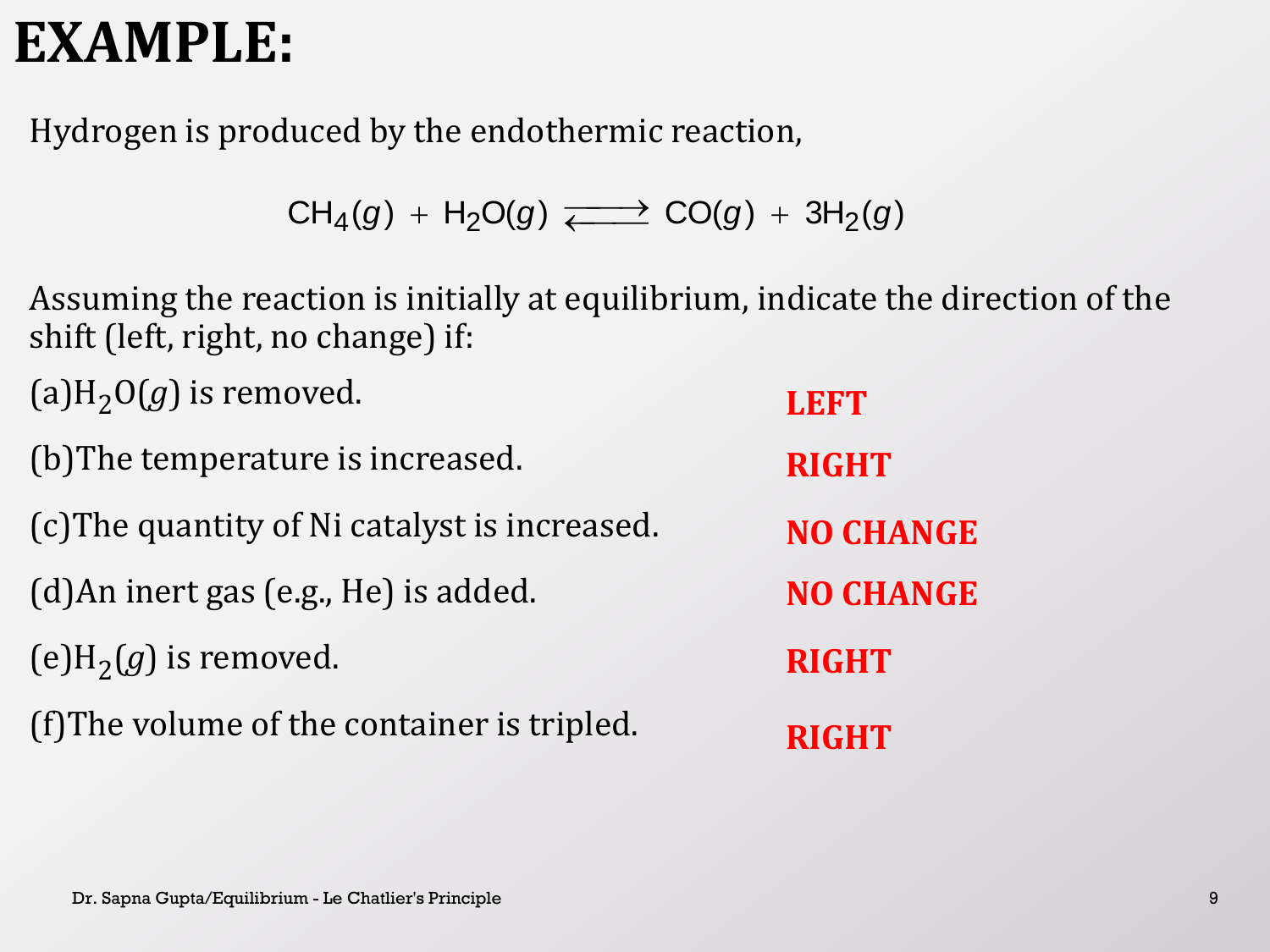# EXAMPLE:

Hydrogen is produced by the endothermic reaction,

$$CH_4(g) + H_2O(g) \rightleftharpoons CO(g) + 3H_2(g)$$

Assuming the reaction is initially at equilibrium, indicate the direction of the shift (left, right, no change) if:

(a) $H_2O(g)$ is removed. **LEFT**

(b) The temperature is increased. **RIGHT**

(c) The quantity of Ni catalyst is increased. **NO CHANGE**

(d) An inert gas (e.g., He) is added. **NO CHANGE**

(e) $H_2(g)$ is removed. **RIGHT**

(f) The volume of the container is tripled. **RIGHT**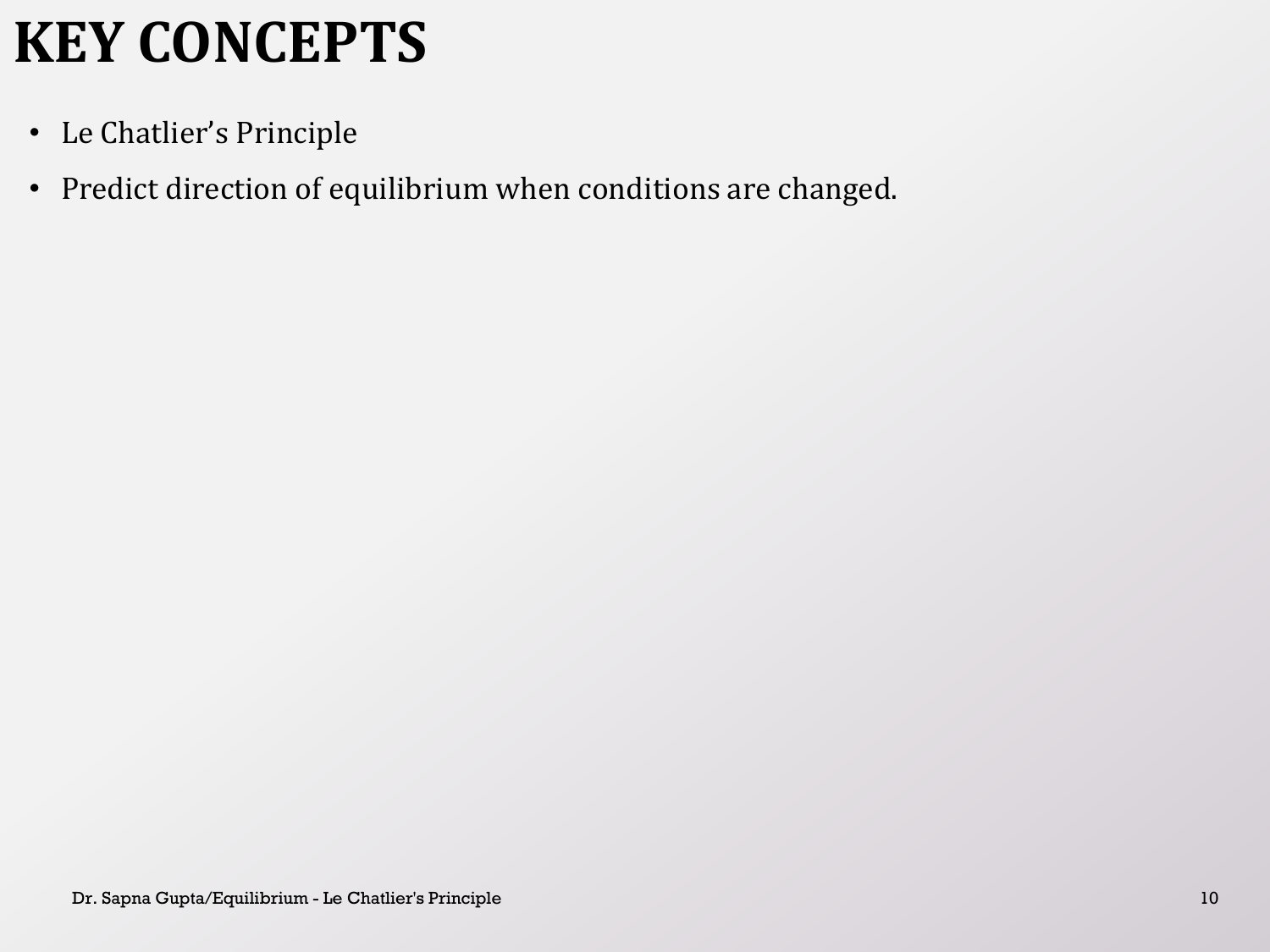# KEY CONCEPTS

- Le Chatlier's Principle
- Predict direction of equilibrium when conditions are changed.